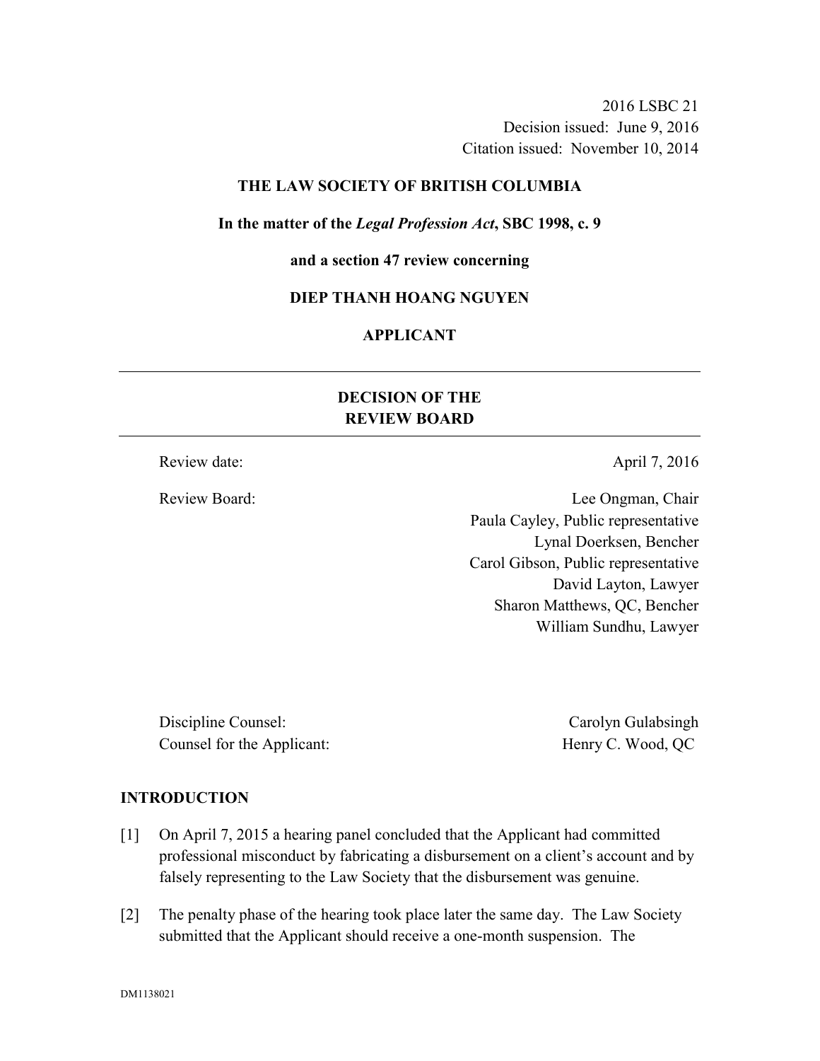2016 LSBC 21
Decision issued: June 9, 2016
Citation issued: November 10, 2014

**THE LAW SOCIETY OF BRITISH COLUMBIA**

**In the matter of the *Legal Profession Act*, SBC 1998, c. 9**

**and a section 47 review concerning**

**DIEP THANH HOANG NGUYEN**

**APPLICANT**

---

**DECISION OF THE REVIEW BOARD**

---

Review date: April 7, 2016

Review Board: Lee Ongman, Chair
Paula Cayley, Public representative
Lynal Doerksen, Bencher
Carol Gibson, Public representative
David Layton, Lawyer
Sharon Matthews, QC, Bencher
William Sundhu, Lawyer

Discipline Counsel: Carolyn Gulabsingh
Counsel for the Applicant: Henry C. Wood, QC

## INTRODUCTION

[1] On April 7, 2015 a hearing panel concluded that the Applicant had committed professional misconduct by fabricating a disbursement on a client's account and by falsely representing to the Law Society that the disbursement was genuine.

[2] The penalty phase of the hearing took place later the same day. The Law Society submitted that the Applicant should receive a one-month suspension. The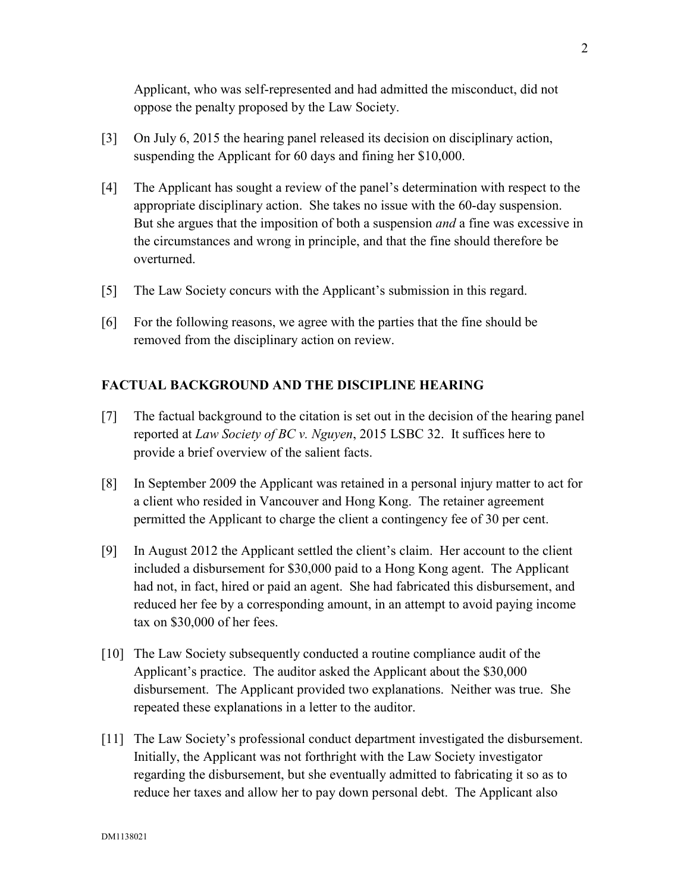Applicant, who was self-represented and had admitted the misconduct, did not oppose the penalty proposed by the Law Society.

[3] On July 6, 2015 the hearing panel released its decision on disciplinary action, suspending the Applicant for 60 days and fining her $10,000.

[4] The Applicant has sought a review of the panel's determination with respect to the appropriate disciplinary action. She takes no issue with the 60-day suspension. But she argues that the imposition of both a suspension *and* a fine was excessive in the circumstances and wrong in principle, and that the fine should therefore be overturned.

[5] The Law Society concurs with the Applicant's submission in this regard.

[6] For the following reasons, we agree with the parties that the fine should be removed from the disciplinary action on review.

## FACTUAL BACKGROUND AND THE DISCIPLINE HEARING

[7] The factual background to the citation is set out in the decision of the hearing panel reported at *Law Society of BC v. Nguyen*, 2015 LSBC 32. It suffices here to provide a brief overview of the salient facts.

[8] In September 2009 the Applicant was retained in a personal injury matter to act for a client who resided in Vancouver and Hong Kong. The retainer agreement permitted the Applicant to charge the client a contingency fee of 30 per cent.

[9] In August 2012 the Applicant settled the client's claim. Her account to the client included a disbursement for $30,000 paid to a Hong Kong agent. The Applicant had not, in fact, hired or paid an agent. She had fabricated this disbursement, and reduced her fee by a corresponding amount, in an attempt to avoid paying income tax on $30,000 of her fees.

[10] The Law Society subsequently conducted a routine compliance audit of the Applicant's practice. The auditor asked the Applicant about the $30,000 disbursement. The Applicant provided two explanations. Neither was true. She repeated these explanations in a letter to the auditor.

[11] The Law Society's professional conduct department investigated the disbursement. Initially, the Applicant was not forthright with the Law Society investigator regarding the disbursement, but she eventually admitted to fabricating it so as to reduce her taxes and allow her to pay down personal debt. The Applicant also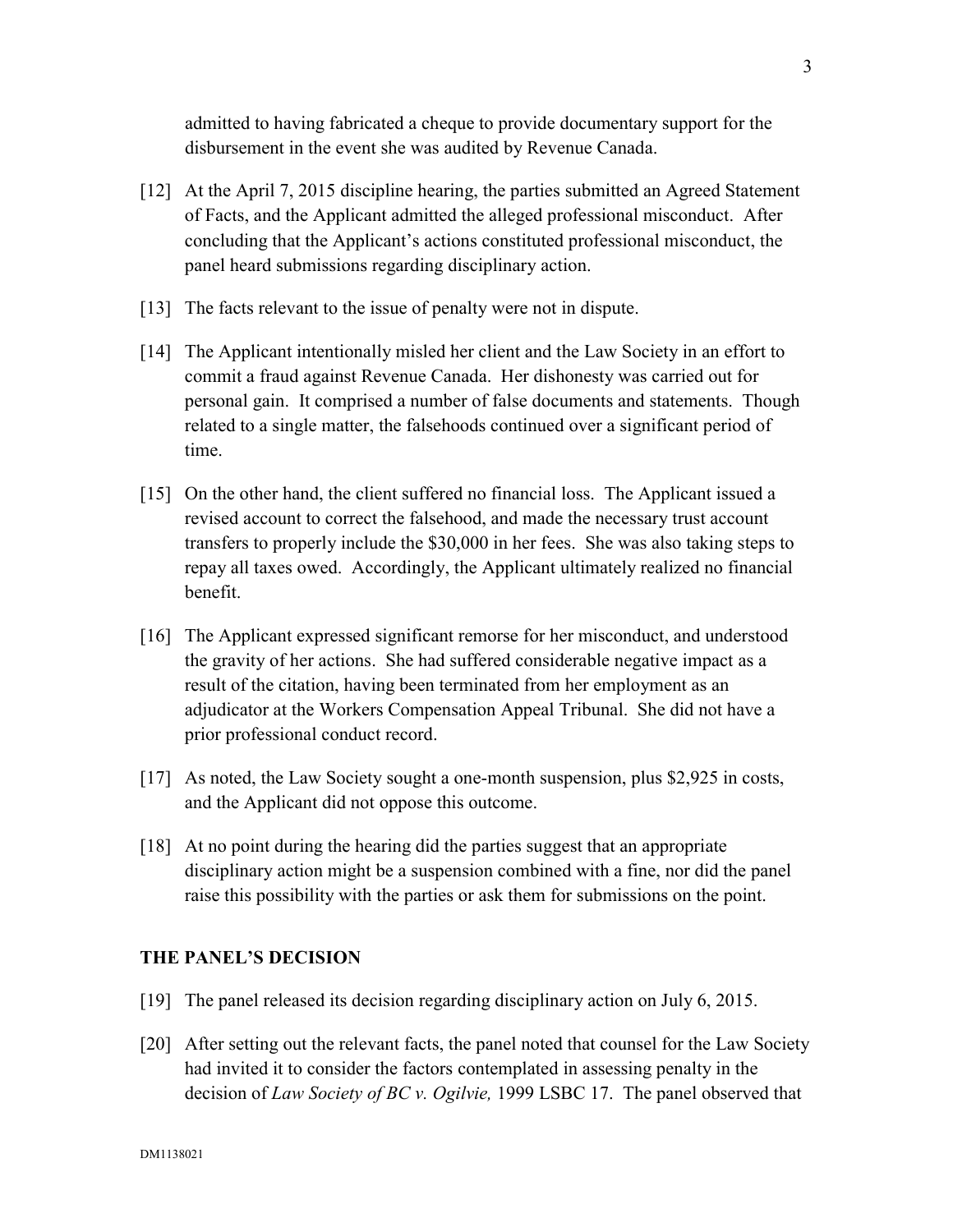admitted to having fabricated a cheque to provide documentary support for the disbursement in the event she was audited by Revenue Canada.

[12] At the April 7, 2015 discipline hearing, the parties submitted an Agreed Statement of Facts, and the Applicant admitted the alleged professional misconduct. After concluding that the Applicant's actions constituted professional misconduct, the panel heard submissions regarding disciplinary action.

[13] The facts relevant to the issue of penalty were not in dispute.

[14] The Applicant intentionally misled her client and the Law Society in an effort to commit a fraud against Revenue Canada. Her dishonesty was carried out for personal gain. It comprised a number of false documents and statements. Though related to a single matter, the falsehoods continued over a significant period of time.

[15] On the other hand, the client suffered no financial loss. The Applicant issued a revised account to correct the falsehood, and made the necessary trust account transfers to properly include the $30,000 in her fees. She was also taking steps to repay all taxes owed. Accordingly, the Applicant ultimately realized no financial benefit.

[16] The Applicant expressed significant remorse for her misconduct, and understood the gravity of her actions. She had suffered considerable negative impact as a result of the citation, having been terminated from her employment as an adjudicator at the Workers Compensation Appeal Tribunal. She did not have a prior professional conduct record.

[17] As noted, the Law Society sought a one-month suspension, plus $2,925 in costs, and the Applicant did not oppose this outcome.

[18] At no point during the hearing did the parties suggest that an appropriate disciplinary action might be a suspension combined with a fine, nor did the panel raise this possibility with the parties or ask them for submissions on the point.

## THE PANEL'S DECISION

[19] The panel released its decision regarding disciplinary action on July 6, 2015.

[20] After setting out the relevant facts, the panel noted that counsel for the Law Society had invited it to consider the factors contemplated in assessing penalty in the decision of *Law Society of BC v. Ogilvie,* 1999 LSBC 17. The panel observed that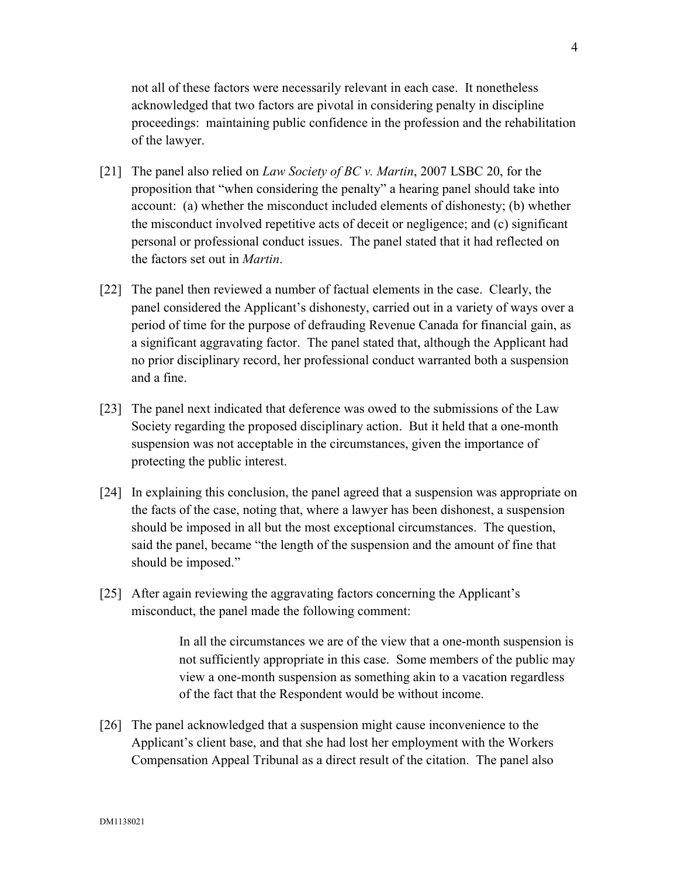not all of these factors were necessarily relevant in each case. It nonetheless acknowledged that two factors are pivotal in considering penalty in discipline proceedings: maintaining public confidence in the profession and the rehabilitation of the lawyer.

[21] The panel also relied on *Law Society of BC v. Martin*, 2007 LSBC 20, for the proposition that "when considering the penalty" a hearing panel should take into account: (a) whether the misconduct included elements of dishonesty; (b) whether the misconduct involved repetitive acts of deceit or negligence; and (c) significant personal or professional conduct issues. The panel stated that it had reflected on the factors set out in *Martin*.

[22] The panel then reviewed a number of factual elements in the case. Clearly, the panel considered the Applicant's dishonesty, carried out in a variety of ways over a period of time for the purpose of defrauding Revenue Canada for financial gain, as a significant aggravating factor. The panel stated that, although the Applicant had no prior disciplinary record, her professional conduct warranted both a suspension and a fine.

[23] The panel next indicated that deference was owed to the submissions of the Law Society regarding the proposed disciplinary action. But it held that a one-month suspension was not acceptable in the circumstances, given the importance of protecting the public interest.

[24] In explaining this conclusion, the panel agreed that a suspension was appropriate on the facts of the case, noting that, where a lawyer has been dishonest, a suspension should be imposed in all but the most exceptional circumstances. The question, said the panel, became "the length of the suspension and the amount of fine that should be imposed."

[25] After again reviewing the aggravating factors concerning the Applicant's misconduct, the panel made the following comment:

> In all the circumstances we are of the view that a one-month suspension is not sufficiently appropriate in this case. Some members of the public may view a one-month suspension as something akin to a vacation regardless of the fact that the Respondent would be without income.

[26] The panel acknowledged that a suspension might cause inconvenience to the Applicant's client base, and that she had lost her employment with the Workers Compensation Appeal Tribunal as a direct result of the citation. The panel also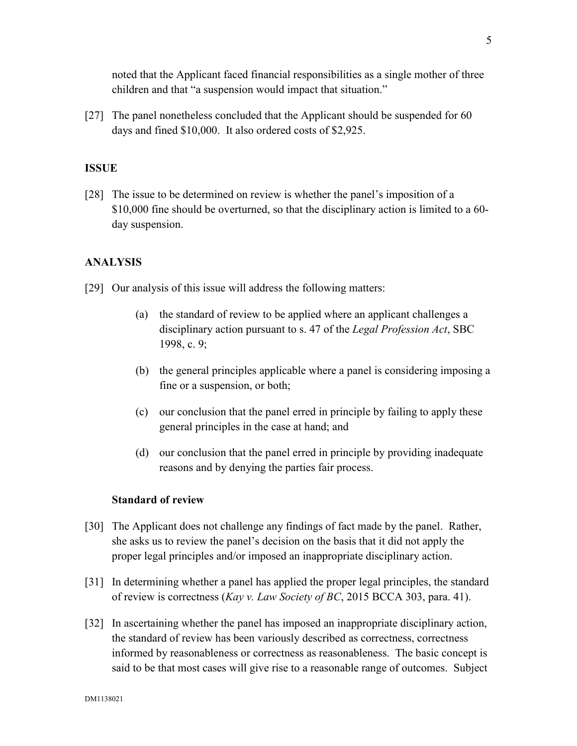noted that the Applicant faced financial responsibilities as a single mother of three children and that "a suspension would impact that situation."

[27] The panel nonetheless concluded that the Applicant should be suspended for 60 days and fined $10,000. It also ordered costs of $2,925.

## ISSUE

[28] The issue to be determined on review is whether the panel's imposition of a $10,000 fine should be overturned, so that the disciplinary action is limited to a 60-day suspension.

## ANALYSIS

[29] Our analysis of this issue will address the following matters:

(a) the standard of review to be applied where an applicant challenges a disciplinary action pursuant to s. 47 of the *Legal Profession Act*, SBC 1998, c. 9;

(b) the general principles applicable where a panel is considering imposing a fine or a suspension, or both;

(c) our conclusion that the panel erred in principle by failing to apply these general principles in the case at hand; and

(d) our conclusion that the panel erred in principle by providing inadequate reasons and by denying the parties fair process.

### Standard of review

[30] The Applicant does not challenge any findings of fact made by the panel. Rather, she asks us to review the panel's decision on the basis that it did not apply the proper legal principles and/or imposed an inappropriate disciplinary action.

[31] In determining whether a panel has applied the proper legal principles, the standard of review is correctness (*Kay v. Law Society of BC*, 2015 BCCA 303, para. 41).

[32] In ascertaining whether the panel has imposed an inappropriate disciplinary action, the standard of review has been variously described as correctness, correctness informed by reasonableness or correctness as reasonableness. The basic concept is said to be that most cases will give rise to a reasonable range of outcomes. Subject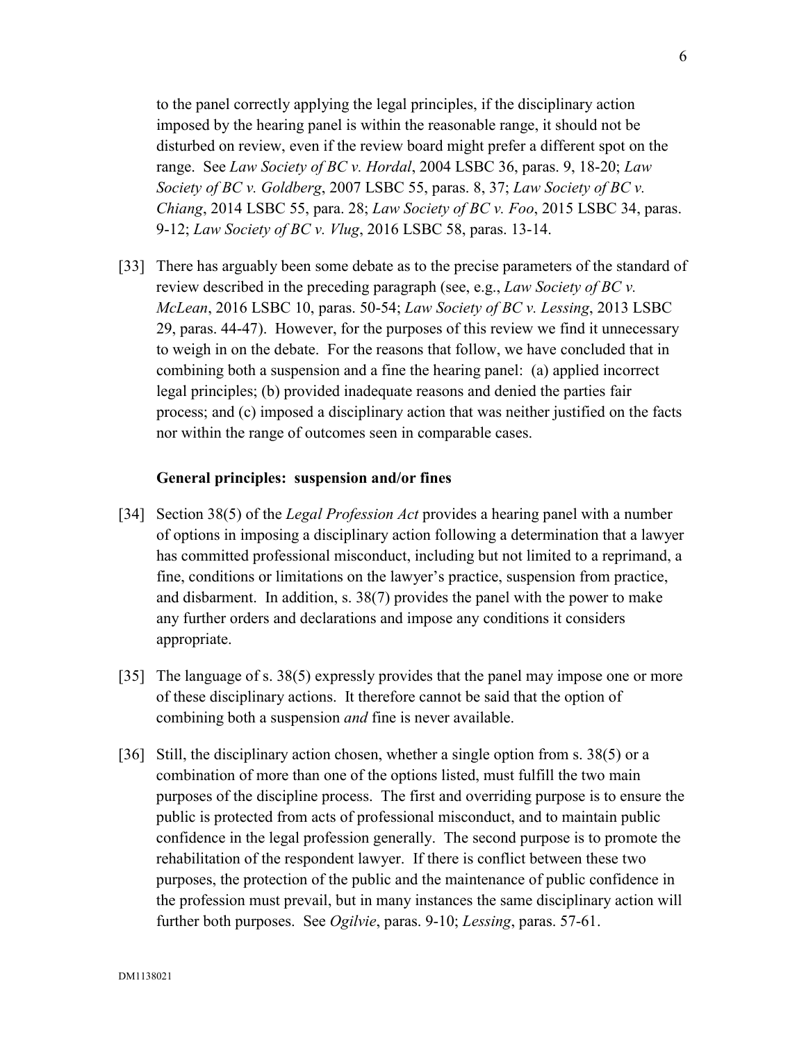to the panel correctly applying the legal principles, if the disciplinary action imposed by the hearing panel is within the reasonable range, it should not be disturbed on review, even if the review board might prefer a different spot on the range. See *Law Society of BC v. Hordal*, 2004 LSBC 36, paras. 9, 18-20; *Law Society of BC v. Goldberg*, 2007 LSBC 55, paras. 8, 37; *Law Society of BC v. Chiang*, 2014 LSBC 55, para. 28; *Law Society of BC v. Foo*, 2015 LSBC 34, paras. 9-12; *Law Society of BC v. Vlug*, 2016 LSBC 58, paras. 13-14.

[33] There has arguably been some debate as to the precise parameters of the standard of review described in the preceding paragraph (see, e.g., *Law Society of BC v. McLean*, 2016 LSBC 10, paras. 50-54; *Law Society of BC v. Lessing*, 2013 LSBC 29, paras. 44-47). However, for the purposes of this review we find it unnecessary to weigh in on the debate. For the reasons that follow, we have concluded that in combining both a suspension and a fine the hearing panel: (a) applied incorrect legal principles; (b) provided inadequate reasons and denied the parties fair process; and (c) imposed a disciplinary action that was neither justified on the facts nor within the range of outcomes seen in comparable cases.

**General principles: suspension and/or fines**

[34] Section 38(5) of the *Legal Profession Act* provides a hearing panel with a number of options in imposing a disciplinary action following a determination that a lawyer has committed professional misconduct, including but not limited to a reprimand, a fine, conditions or limitations on the lawyer's practice, suspension from practice, and disbarment. In addition, s. 38(7) provides the panel with the power to make any further orders and declarations and impose any conditions it considers appropriate.

[35] The language of s. 38(5) expressly provides that the panel may impose one or more of these disciplinary actions. It therefore cannot be said that the option of combining both a suspension *and* fine is never available.

[36] Still, the disciplinary action chosen, whether a single option from s. 38(5) or a combination of more than one of the options listed, must fulfill the two main purposes of the discipline process. The first and overriding purpose is to ensure the public is protected from acts of professional misconduct, and to maintain public confidence in the legal profession generally. The second purpose is to promote the rehabilitation of the respondent lawyer. If there is conflict between these two purposes, the protection of the public and the maintenance of public confidence in the profession must prevail, but in many instances the same disciplinary action will further both purposes. See *Ogilvie*, paras. 9-10; *Lessing*, paras. 57-61.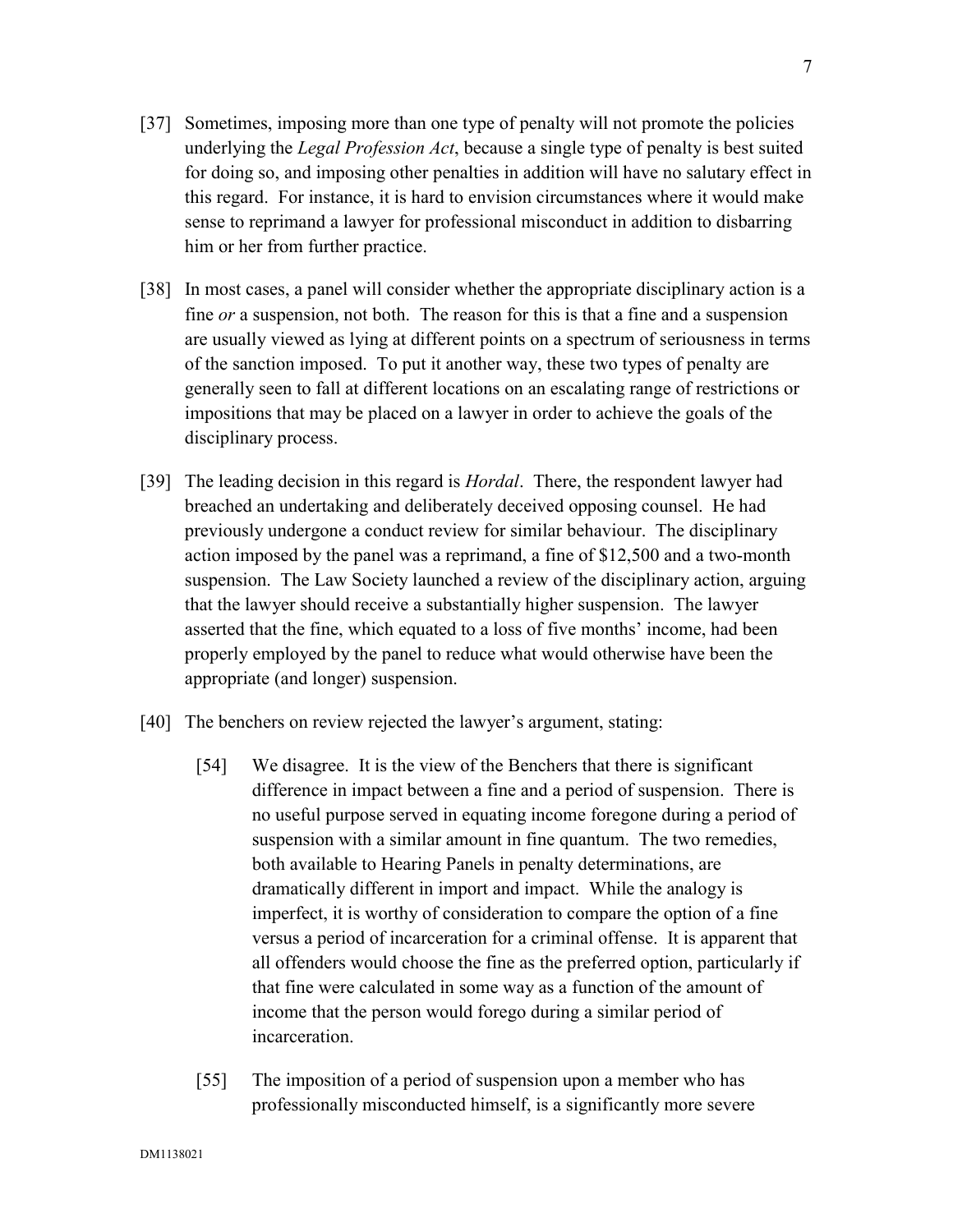[37] Sometimes, imposing more than one type of penalty will not promote the policies underlying the *Legal Profession Act*, because a single type of penalty is best suited for doing so, and imposing other penalties in addition will have no salutary effect in this regard. For instance, it is hard to envision circumstances where it would make sense to reprimand a lawyer for professional misconduct in addition to disbarring him or her from further practice.

[38] In most cases, a panel will consider whether the appropriate disciplinary action is a fine *or* a suspension, not both. The reason for this is that a fine and a suspension are usually viewed as lying at different points on a spectrum of seriousness in terms of the sanction imposed. To put it another way, these two types of penalty are generally seen to fall at different locations on an escalating range of restrictions or impositions that may be placed on a lawyer in order to achieve the goals of the disciplinary process.

[39] The leading decision in this regard is *Hordal*. There, the respondent lawyer had breached an undertaking and deliberately deceived opposing counsel. He had previously undergone a conduct review for similar behaviour. The disciplinary action imposed by the panel was a reprimand, a fine of $12,500 and a two-month suspension. The Law Society launched a review of the disciplinary action, arguing that the lawyer should receive a substantially higher suspension. The lawyer asserted that the fine, which equated to a loss of five months' income, had been properly employed by the panel to reduce what would otherwise have been the appropriate (and longer) suspension.

[40] The benchers on review rejected the lawyer's argument, stating:

> [54] We disagree. It is the view of the Benchers that there is significant difference in impact between a fine and a period of suspension. There is no useful purpose served in equating income foregone during a period of suspension with a similar amount in fine quantum. The two remedies, both available to Hearing Panels in penalty determinations, are dramatically different in import and impact. While the analogy is imperfect, it is worthy of consideration to compare the option of a fine versus a period of incarceration for a criminal offense. It is apparent that all offenders would choose the fine as the preferred option, particularly if that fine were calculated in some way as a function of the amount of income that the person would forego during a similar period of incarceration.
>
> [55] The imposition of a period of suspension upon a member who has professionally misconducted himself, is a significantly more severe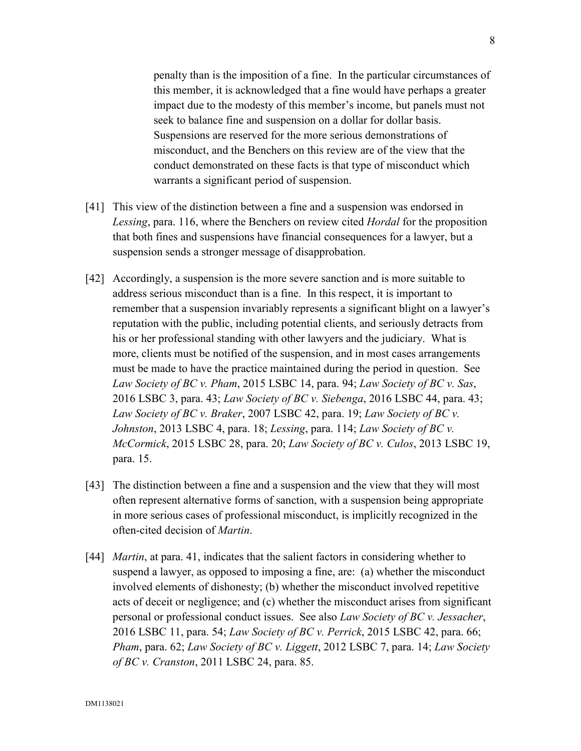> penalty than is the imposition of a fine. In the particular circumstances of this member, it is acknowledged that a fine would have perhaps a greater impact due to the modesty of this member's income, but panels must not seek to balance fine and suspension on a dollar for dollar basis. Suspensions are reserved for the more serious demonstrations of misconduct, and the Benchers on this review are of the view that the conduct demonstrated on these facts is that type of misconduct which warrants a significant period of suspension.

[41] This view of the distinction between a fine and a suspension was endorsed in *Lessing*, para. 116, where the Benchers on review cited *Hordal* for the proposition that both fines and suspensions have financial consequences for a lawyer, but a suspension sends a stronger message of disapprobation.

[42] Accordingly, a suspension is the more severe sanction and is more suitable to address serious misconduct than is a fine. In this respect, it is important to remember that a suspension invariably represents a significant blight on a lawyer's reputation with the public, including potential clients, and seriously detracts from his or her professional standing with other lawyers and the judiciary. What is more, clients must be notified of the suspension, and in most cases arrangements must be made to have the practice maintained during the period in question. See *Law Society of BC v. Pham*, 2015 LSBC 14, para. 94; *Law Society of BC v. Sas*, 2016 LSBC 3, para. 43; *Law Society of BC v. Siebenga*, 2016 LSBC 44, para. 43; *Law Society of BC v. Braker*, 2007 LSBC 42, para. 19; *Law Society of BC v. Johnston*, 2013 LSBC 4, para. 18; *Lessing*, para. 114; *Law Society of BC v. McCormick*, 2015 LSBC 28, para. 20; *Law Society of BC v. Culos*, 2013 LSBC 19, para. 15.

[43] The distinction between a fine and a suspension and the view that they will most often represent alternative forms of sanction, with a suspension being appropriate in more serious cases of professional misconduct, is implicitly recognized in the often-cited decision of *Martin*.

[44] *Martin*, at para. 41, indicates that the salient factors in considering whether to suspend a lawyer, as opposed to imposing a fine, are: (a) whether the misconduct involved elements of dishonesty; (b) whether the misconduct involved repetitive acts of deceit or negligence; and (c) whether the misconduct arises from significant personal or professional conduct issues. See also *Law Society of BC v. Jessacher*, 2016 LSBC 11, para. 54; *Law Society of BC v. Perrick*, 2015 LSBC 42, para. 66; *Pham*, para. 62; *Law Society of BC v. Liggett*, 2012 LSBC 7, para. 14; *Law Society of BC v. Cranston*, 2011 LSBC 24, para. 85.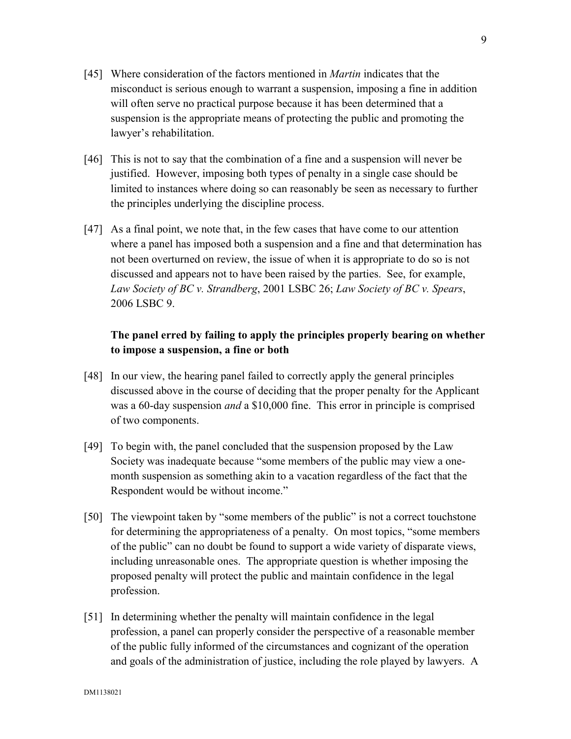[45] Where consideration of the factors mentioned in *Martin* indicates that the misconduct is serious enough to warrant a suspension, imposing a fine in addition will often serve no practical purpose because it has been determined that a suspension is the appropriate means of protecting the public and promoting the lawyer's rehabilitation.

[46] This is not to say that the combination of a fine and a suspension will never be justified. However, imposing both types of penalty in a single case should be limited to instances where doing so can reasonably be seen as necessary to further the principles underlying the discipline process.

[47] As a final point, we note that, in the few cases that have come to our attention where a panel has imposed both a suspension and a fine and that determination has not been overturned on review, the issue of when it is appropriate to do so is not discussed and appears not to have been raised by the parties. See, for example, *Law Society of BC v. Strandberg*, 2001 LSBC 26; *Law Society of BC v. Spears*, 2006 LSBC 9.

**The panel erred by failing to apply the principles properly bearing on whether to impose a suspension, a fine or both**

[48] In our view, the hearing panel failed to correctly apply the general principles discussed above in the course of deciding that the proper penalty for the Applicant was a 60-day suspension *and* a $10,000 fine. This error in principle is comprised of two components.

[49] To begin with, the panel concluded that the suspension proposed by the Law Society was inadequate because "some members of the public may view a one-month suspension as something akin to a vacation regardless of the fact that the Respondent would be without income."

[50] The viewpoint taken by "some members of the public" is not a correct touchstone for determining the appropriateness of a penalty. On most topics, "some members of the public" can no doubt be found to support a wide variety of disparate views, including unreasonable ones. The appropriate question is whether imposing the proposed penalty will protect the public and maintain confidence in the legal profession.

[51] In determining whether the penalty will maintain confidence in the legal profession, a panel can properly consider the perspective of a reasonable member of the public fully informed of the circumstances and cognizant of the operation and goals of the administration of justice, including the role played by lawyers. A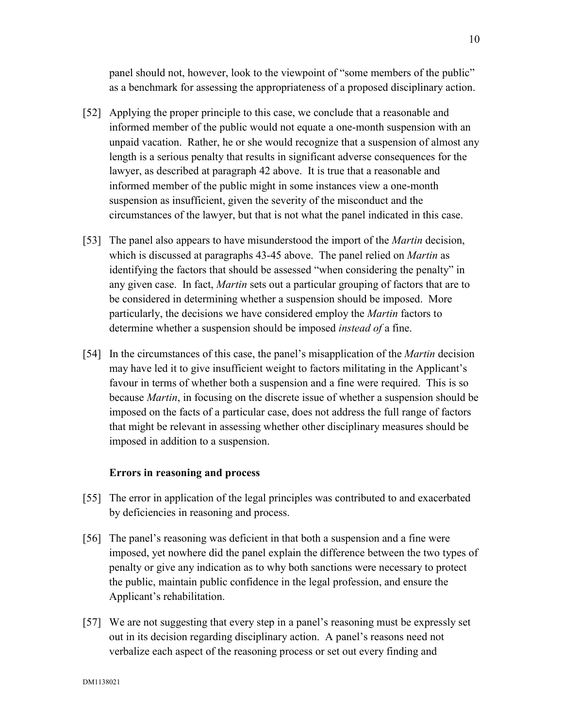panel should not, however, look to the viewpoint of "some members of the public" as a benchmark for assessing the appropriateness of a proposed disciplinary action.

[52] Applying the proper principle to this case, we conclude that a reasonable and informed member of the public would not equate a one-month suspension with an unpaid vacation. Rather, he or she would recognize that a suspension of almost any length is a serious penalty that results in significant adverse consequences for the lawyer, as described at paragraph 42 above. It is true that a reasonable and informed member of the public might in some instances view a one-month suspension as insufficient, given the severity of the misconduct and the circumstances of the lawyer, but that is not what the panel indicated in this case.

[53] The panel also appears to have misunderstood the import of the *Martin* decision, which is discussed at paragraphs 43-45 above. The panel relied on *Martin* as identifying the factors that should be assessed "when considering the penalty" in any given case. In fact, *Martin* sets out a particular grouping of factors that are to be considered in determining whether a suspension should be imposed. More particularly, the decisions we have considered employ the *Martin* factors to determine whether a suspension should be imposed *instead of* a fine.

[54] In the circumstances of this case, the panel's misapplication of the *Martin* decision may have led it to give insufficient weight to factors militating in the Applicant's favour in terms of whether both a suspension and a fine were required. This is so because *Martin*, in focusing on the discrete issue of whether a suspension should be imposed on the facts of a particular case, does not address the full range of factors that might be relevant in assessing whether other disciplinary measures should be imposed in addition to a suspension.

### Errors in reasoning and process

[55] The error in application of the legal principles was contributed to and exacerbated by deficiencies in reasoning and process.

[56] The panel's reasoning was deficient in that both a suspension and a fine were imposed, yet nowhere did the panel explain the difference between the two types of penalty or give any indication as to why both sanctions were necessary to protect the public, maintain public confidence in the legal profession, and ensure the Applicant's rehabilitation.

[57] We are not suggesting that every step in a panel's reasoning must be expressly set out in its decision regarding disciplinary action. A panel's reasons need not verbalize each aspect of the reasoning process or set out every finding and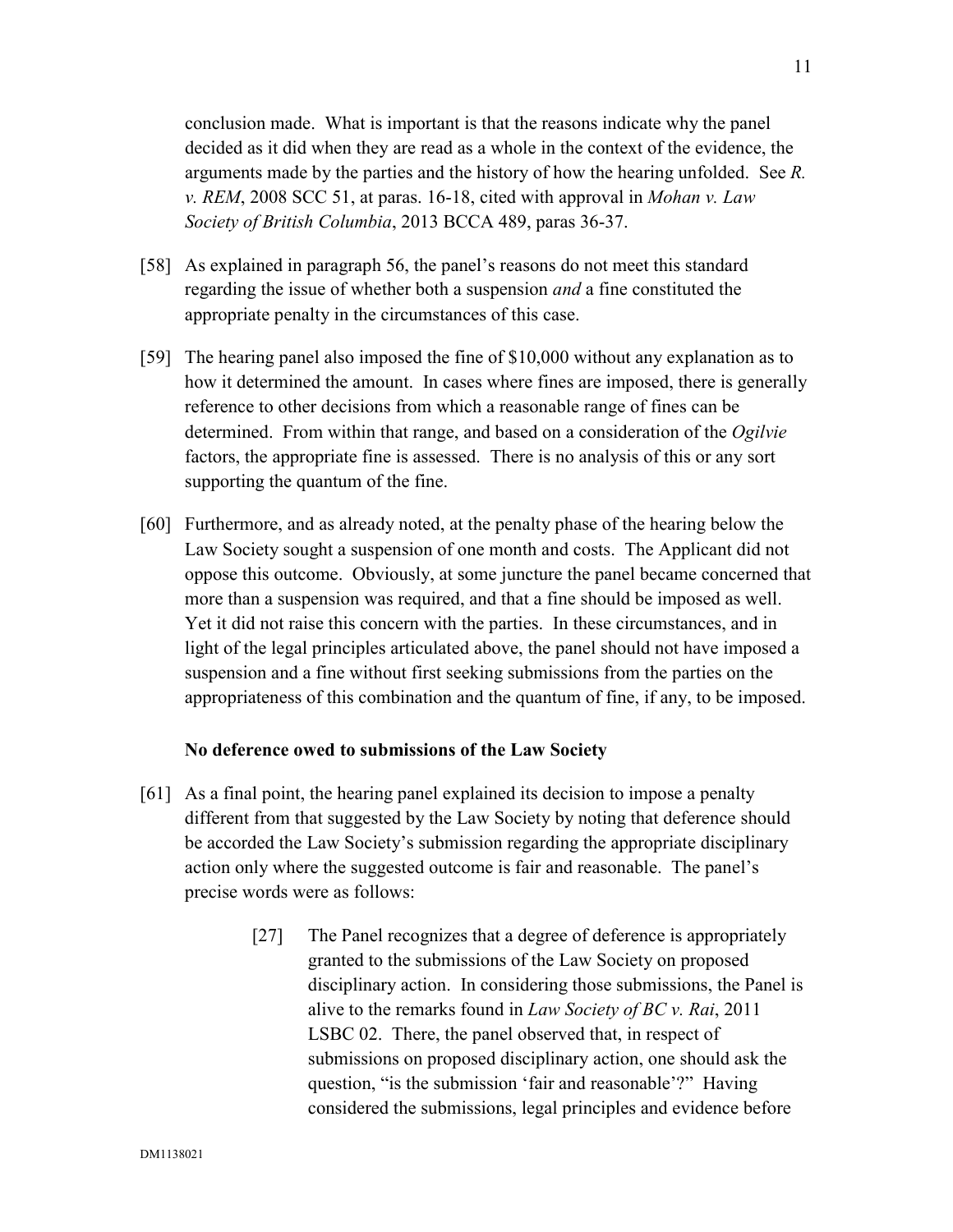conclusion made. What is important is that the reasons indicate why the panel decided as it did when they are read as a whole in the context of the evidence, the arguments made by the parties and the history of how the hearing unfolded. See *R. v. REM*, 2008 SCC 51, at paras. 16-18, cited with approval in *Mohan v. Law Society of British Columbia*, 2013 BCCA 489, paras 36-37.

[58] As explained in paragraph 56, the panel's reasons do not meet this standard regarding the issue of whether both a suspension *and* a fine constituted the appropriate penalty in the circumstances of this case.

[59] The hearing panel also imposed the fine of $10,000 without any explanation as to how it determined the amount. In cases where fines are imposed, there is generally reference to other decisions from which a reasonable range of fines can be determined. From within that range, and based on a consideration of the *Ogilvie* factors, the appropriate fine is assessed. There is no analysis of this or any sort supporting the quantum of the fine.

[60] Furthermore, and as already noted, at the penalty phase of the hearing below the Law Society sought a suspension of one month and costs. The Applicant did not oppose this outcome. Obviously, at some juncture the panel became concerned that more than a suspension was required, and that a fine should be imposed as well. Yet it did not raise this concern with the parties. In these circumstances, and in light of the legal principles articulated above, the panel should not have imposed a suspension and a fine without first seeking submissions from the parties on the appropriateness of this combination and the quantum of fine, if any, to be imposed.

**No deference owed to submissions of the Law Society**

[61] As a final point, the hearing panel explained its decision to impose a penalty different from that suggested by the Law Society by noting that deference should be accorded the Law Society's submission regarding the appropriate disciplinary action only where the suggested outcome is fair and reasonable. The panel's precise words were as follows:

> [27] The Panel recognizes that a degree of deference is appropriately granted to the submissions of the Law Society on proposed disciplinary action. In considering those submissions, the Panel is alive to the remarks found in *Law Society of BC v. Rai*, 2011 LSBC 02. There, the panel observed that, in respect of submissions on proposed disciplinary action, one should ask the question, "is the submission 'fair and reasonable'?" Having considered the submissions, legal principles and evidence before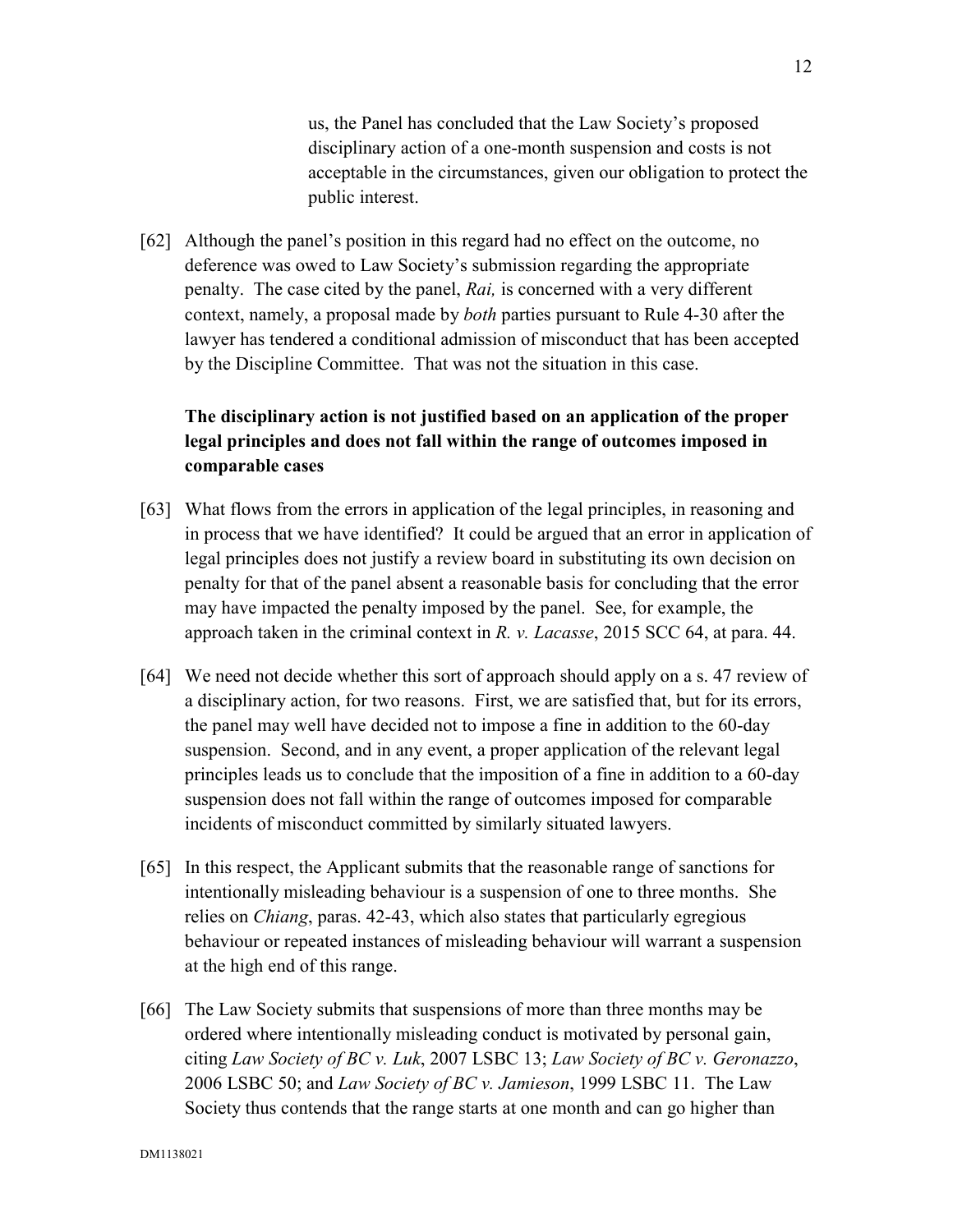us, the Panel has concluded that the Law Society's proposed disciplinary action of a one-month suspension and costs is not acceptable in the circumstances, given our obligation to protect the public interest.

[62] Although the panel's position in this regard had no effect on the outcome, no deference was owed to Law Society's submission regarding the appropriate penalty. The case cited by the panel, *Rai,* is concerned with a very different context, namely, a proposal made by *both* parties pursuant to Rule 4-30 after the lawyer has tendered a conditional admission of misconduct that has been accepted by the Discipline Committee. That was not the situation in this case.

**The disciplinary action is not justified based on an application of the proper legal principles and does not fall within the range of outcomes imposed in comparable cases**

[63] What flows from the errors in application of the legal principles, in reasoning and in process that we have identified? It could be argued that an error in application of legal principles does not justify a review board in substituting its own decision on penalty for that of the panel absent a reasonable basis for concluding that the error may have impacted the penalty imposed by the panel. See, for example, the approach taken in the criminal context in *R. v. Lacasse*, 2015 SCC 64, at para. 44.

[64] We need not decide whether this sort of approach should apply on a s. 47 review of a disciplinary action, for two reasons. First, we are satisfied that, but for its errors, the panel may well have decided not to impose a fine in addition to the 60-day suspension. Second, and in any event, a proper application of the relevant legal principles leads us to conclude that the imposition of a fine in addition to a 60-day suspension does not fall within the range of outcomes imposed for comparable incidents of misconduct committed by similarly situated lawyers.

[65] In this respect, the Applicant submits that the reasonable range of sanctions for intentionally misleading behaviour is a suspension of one to three months. She relies on *Chiang*, paras. 42-43, which also states that particularly egregious behaviour or repeated instances of misleading behaviour will warrant a suspension at the high end of this range.

[66] The Law Society submits that suspensions of more than three months may be ordered where intentionally misleading conduct is motivated by personal gain, citing *Law Society of BC v. Luk*, 2007 LSBC 13; *Law Society of BC v. Geronazzo*, 2006 LSBC 50; and *Law Society of BC v. Jamieson*, 1999 LSBC 11. The Law Society thus contends that the range starts at one month and can go higher than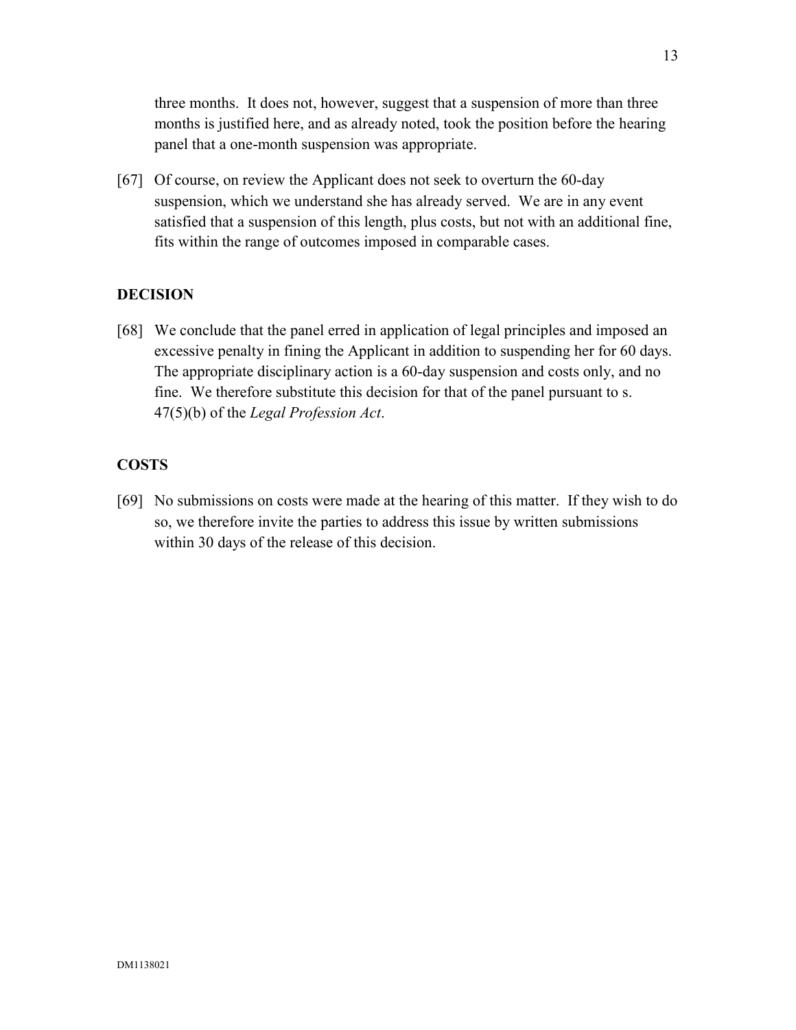three months. It does not, however, suggest that a suspension of more than three months is justified here, and as already noted, took the position before the hearing panel that a one-month suspension was appropriate.

[67] Of course, on review the Applicant does not seek to overturn the 60-day suspension, which we understand she has already served. We are in any event satisfied that a suspension of this length, plus costs, but not with an additional fine, fits within the range of outcomes imposed in comparable cases.

## DECISION

[68] We conclude that the panel erred in application of legal principles and imposed an excessive penalty in fining the Applicant in addition to suspending her for 60 days. The appropriate disciplinary action is a 60-day suspension and costs only, and no fine. We therefore substitute this decision for that of the panel pursuant to s. 47(5)(b) of the *Legal Profession Act*.

## COSTS

[69] No submissions on costs were made at the hearing of this matter. If they wish to do so, we therefore invite the parties to address this issue by written submissions within 30 days of the release of this decision.

DM1138021